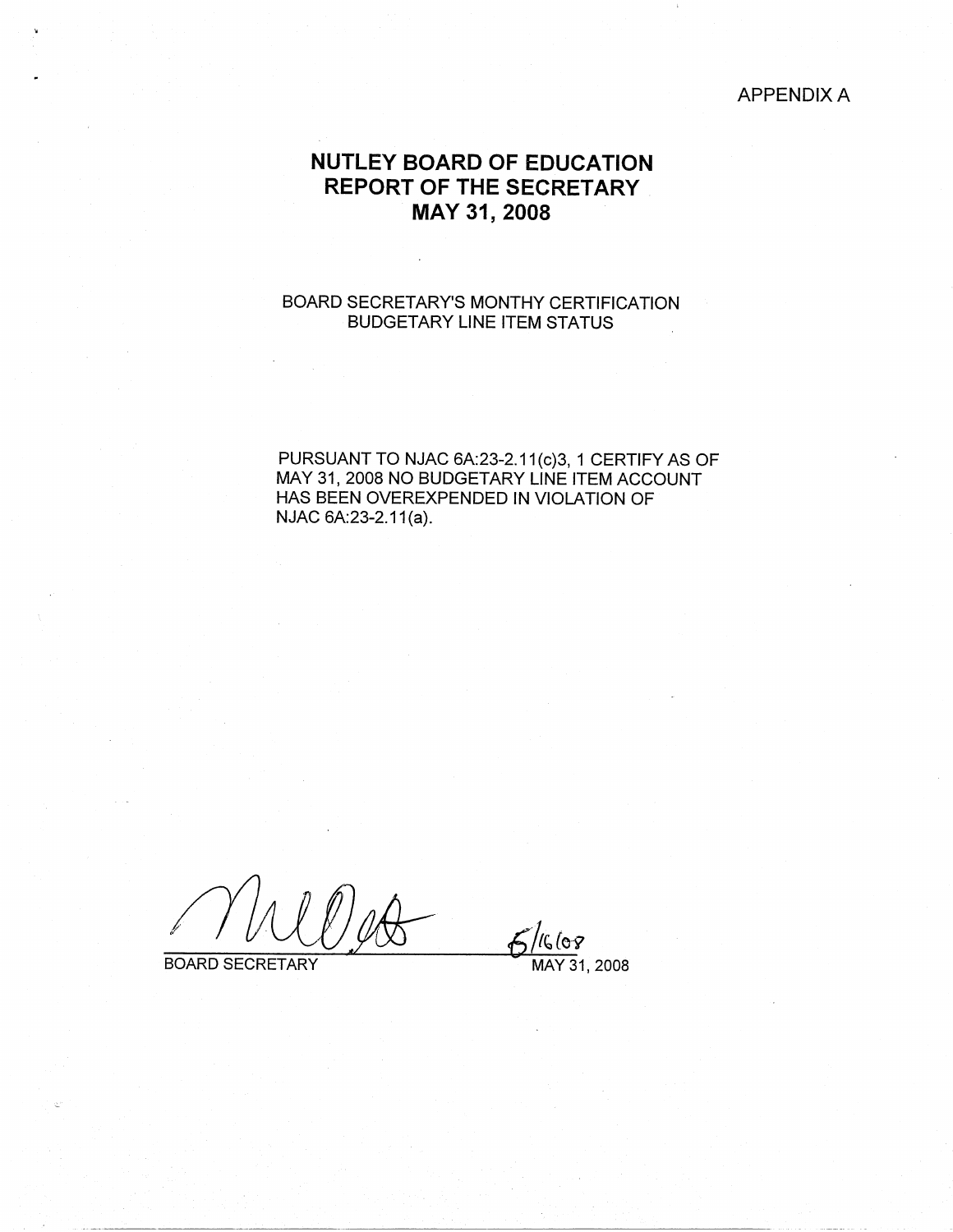APPENDIX A

# NUTLEY BOARD OF EDUCATION
# REPORT OF THE SECRETARY
# MAY 31, 2008

BOARD SECRETARY'S MONTHY CERTIFICATION
BUDGETARY LINE ITEM STATUS

PURSUANT TO NJAC 6A:23-2.11(c)3, 1 CERTIFY AS OF MAY 31, 2008 NO BUDGETARY LINE ITEM ACCOUNT HAS BEEN OVEREXPENDED IN VIOLATION OF NJAC 6A:23-2.11(a).

BOARD SECRETARY

6/16/08
MAY 31, 2008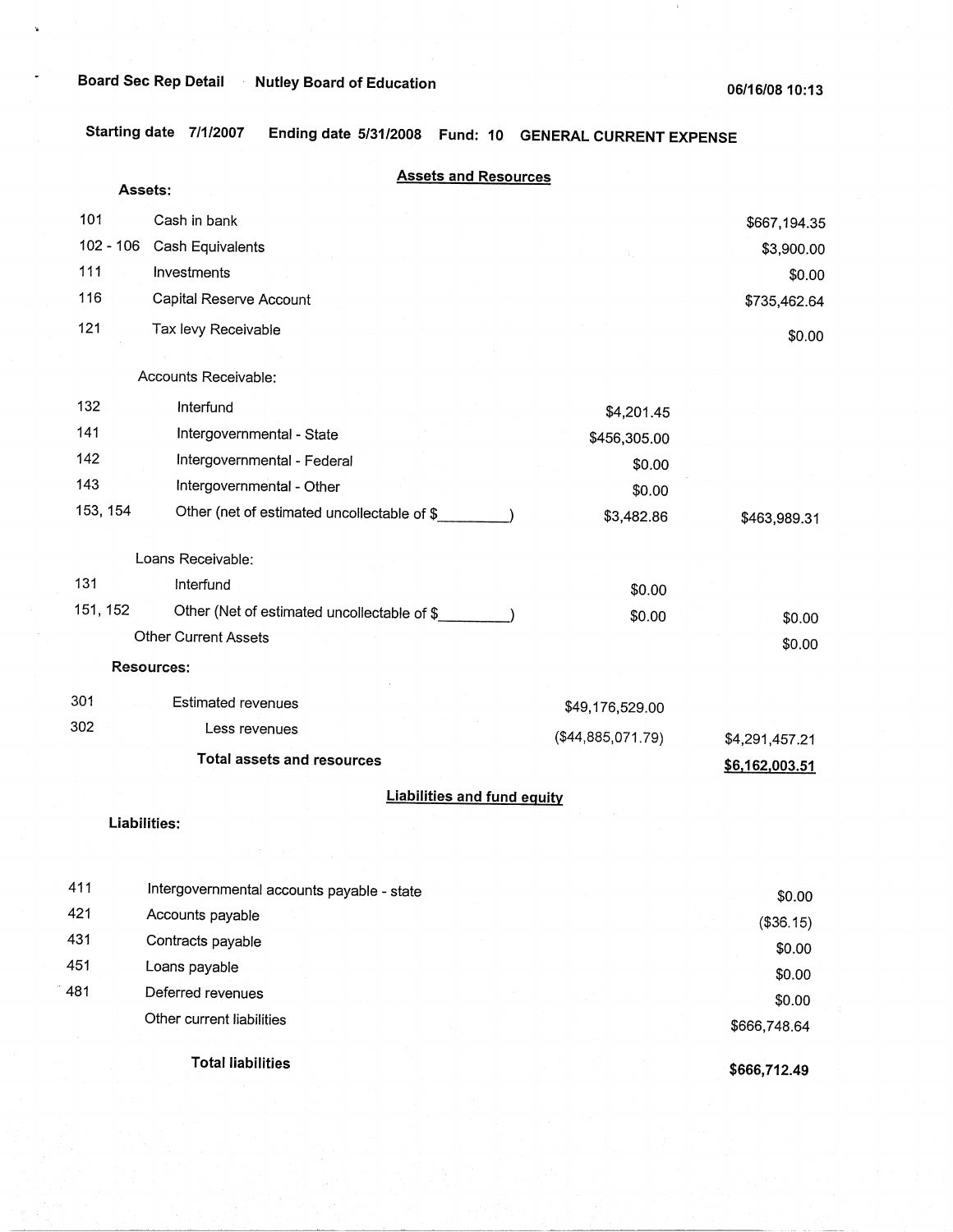**Board Sec Rep Detail** **Nutley Board of Education** **06/16/08 10:13**

**Starting date 7/1/2007** **Ending date 5/31/2008** **Fund: 10** **GENERAL CURRENT EXPENSE**

## Assets and Resources

**Assets:**

| Code | Description | | Amount |
|---|---|---|---|
| 101 | Cash in bank | | $667,194.35 |
| 102 - 106 | Cash Equivalents | | $3,900.00 |
| 111 | Investments | | $0.00 |
| 116 | Capital Reserve Account | | $735,462.64 |
| 121 | Tax levy Receivable | | $0.00 |
| | Accounts Receivable: | | |
| 132 | Interfund | $4,201.45 | |
| 141 | Intergovernmental - State | $456,305.00 | |
| 142 | Intergovernmental - Federal | $0.00 | |
| 143 | Intergovernmental - Other | $0.00 | |
| 153, 154 | Other (net of estimated uncollectable of $_________) | $3,482.86 | $463,989.31 |
| | Loans Receivable: | | |
| 131 | Interfund | $0.00 | |
| 151, 152 | Other (Net of estimated uncollectable of $_________) | $0.00 | $0.00 |
| | Other Current Assets | | $0.00 |

**Resources:**

| Code | Description | | Amount |
|---|---|---|---|
| 301 | Estimated revenues | $49,176,529.00 | |
| 302 | Less revenues | ($44,885,071.79) | $4,291,457.21 |
| | **Total assets and resources** | | **$6,162,003.51** |

## Liabilities and fund equity

**Liabilities:**

| Code | Description | Amount |
|---|---|---|
| 411 | Intergovernmental accounts payable - state | $0.00 |
| 421 | Accounts payable | ($36.15) |
| 431 | Contracts payable | $0.00 |
| 451 | Loans payable | $0.00 |
| 481 | Deferred revenues | $0.00 |
| | Other current liabilities | $666,748.64 |
| | **Total liabilities** | **$666,712.49** |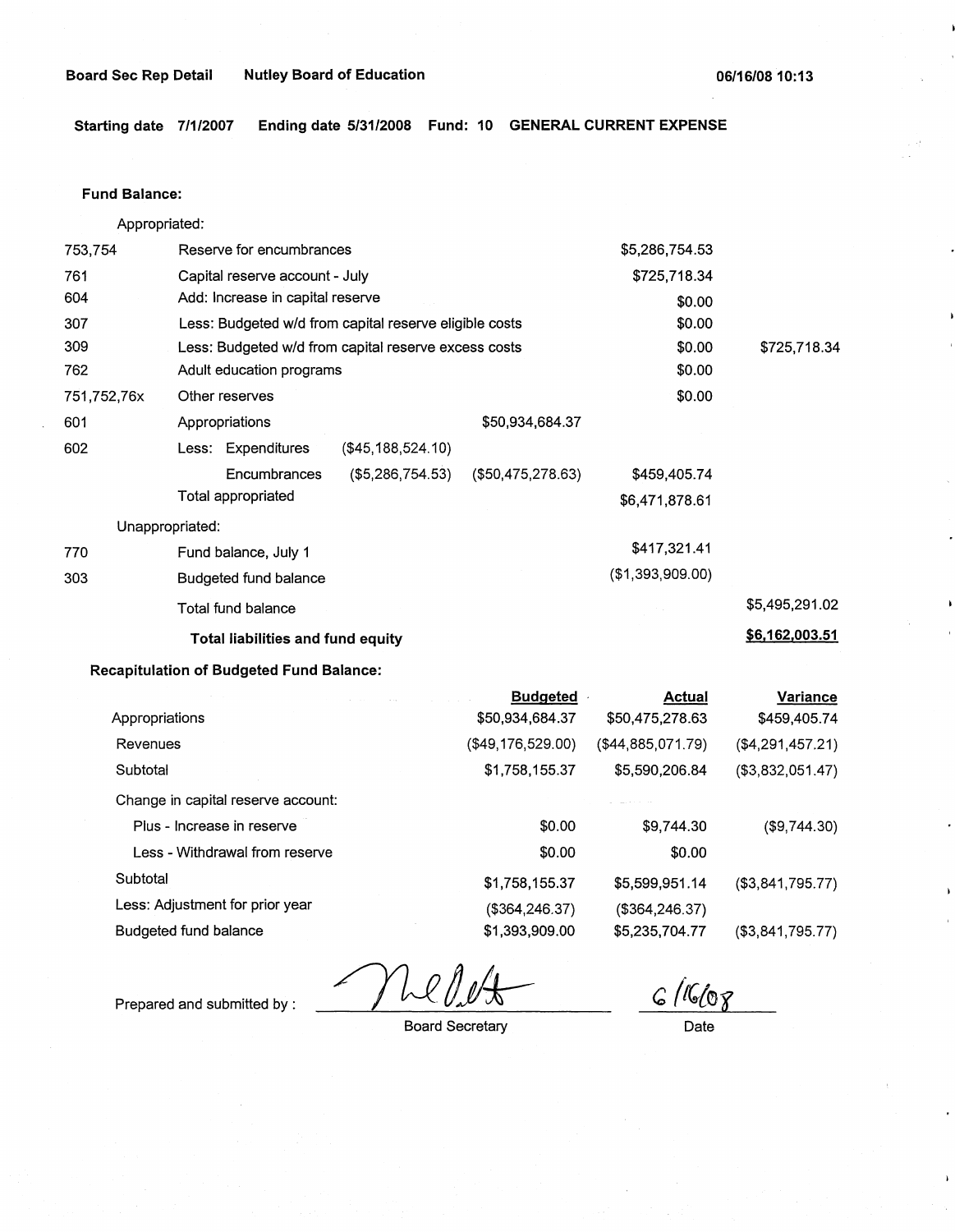**Board Sec Rep Detail** **Nutley Board of Education** **06/16/08 10:13**

**Starting date 7/1/2007** **Ending date 5/31/2008** **Fund: 10** **GENERAL CURRENT EXPENSE**

**Fund Balance:**

Appropriated:

| | | | | | |
|---|---|---|---|---|---|
| 753,754 | Reserve for encumbrances | | | $5,286,754.53 | |
| 761 | Capital reserve account - July | | | $725,718.34 | |
| 604 | Add: Increase in capital reserve | | | $0.00 | |
| 307 | Less: Budgeted w/d from capital reserve eligible costs | | | $0.00 | |
| 309 | Less: Budgeted w/d from capital reserve excess costs | | | $0.00 | $725,718.34 |
| 762 | Adult education programs | | | $0.00 | |
| 751,752,76x | Other reserves | | | $0.00 | |
| 601 | Appropriations | | $50,934,684.37 | | |
| 602 | Less: Expenditures | ($45,188,524.10) | | | |
| | Encumbrances | ($5,286,754.53) | ($50,475,278.63) | $459,405.74 | |
| | Total appropriated | | | $6,471,878.61 | |

Unappropriated:

| | | | |
|---|---|---|---|
| 770 | Fund balance, July 1 | $417,321.41 | |
| 303 | Budgeted fund balance | ($1,393,909.00) | |
| | Total fund balance | | $5,495,291.02 |
| | **Total liabilities and fund equity** | | **$6,162,003.51** |

**Recapitulation of Budgeted Fund Balance:**

| | Budgeted | Actual | Variance |
|---|---|---|---|
| Appropriations | $50,934,684.37 | $50,475,278.63 | $459,405.74 |
| Revenues | ($49,176,529.00) | ($44,885,071.79) | ($4,291,457.21) |
| Subtotal | $1,758,155.37 | $5,590,206.84 | ($3,832,051.47) |
| Change in capital reserve account: | | | |
| Plus - Increase in reserve | $0.00 | $9,744.30 | ($9,744.30) |
| Less - Withdrawal from reserve | $0.00 | $0.00 | |
| Subtotal | $1,758,155.37 | $5,599,951.14 | ($3,841,795.77) |
| Less: Adjustment for prior year | ($364,246.37) | ($364,246.37) | |
| Budgeted fund balance | $1,393,909.00 | $5,235,704.77 | ($3,841,795.77) |

Prepared and submitted by : _______________ Board Secretary    6/16/08 Date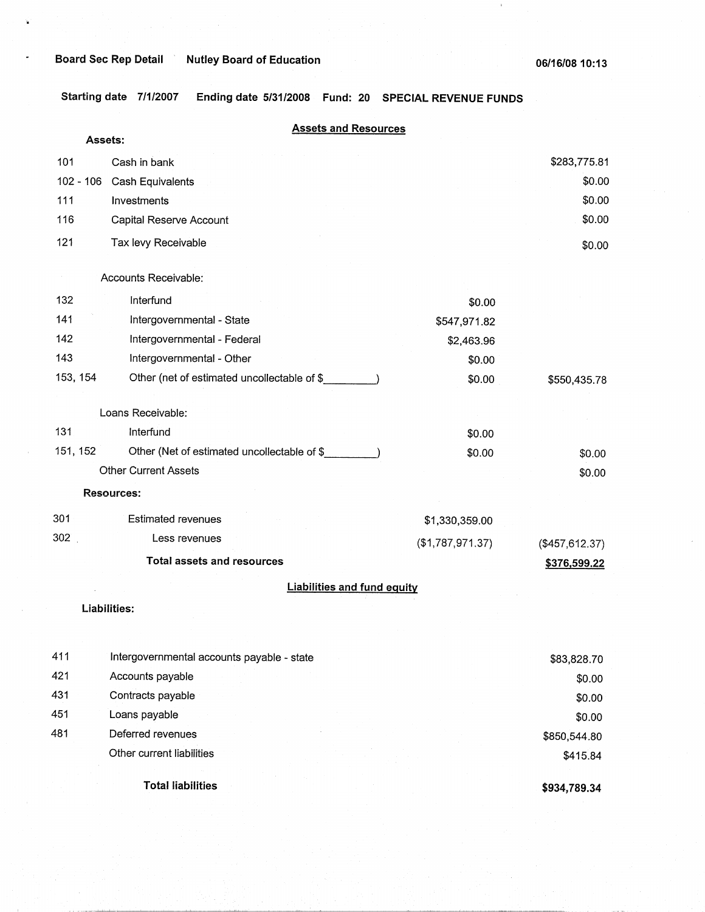Board Sec Rep Detail    Nutley Board of Education    06/16/08 10:13

Starting date 7/1/2007    Ending date 5/31/2008    Fund: 20    SPECIAL REVENUE FUNDS

## Assets and Resources

**Assets:**

| Code | Description | | |
|---|---|---|---|
| 101 | Cash in bank | | $283,775.81 |
| 102 - 106 | Cash Equivalents | | $0.00 |
| 111 | Investments | | $0.00 |
| 116 | Capital Reserve Account | | $0.00 |
| 121 | Tax levy Receivable | | $0.00 |
| | Accounts Receivable: | | |
| 132 | Interfund | $0.00 | |
| 141 | Intergovernmental - State | $547,971.82 | |
| 142 | Intergovernmental - Federal | $2,463.96 | |
| 143 | Intergovernmental - Other | $0.00 | |
| 153, 154 | Other (net of estimated uncollectable of $_________) | $0.00 | $550,435.78 |
| | Loans Receivable: | | |
| 131 | Interfund | $0.00 | |
| 151, 152 | Other (Net of estimated uncollectable of $_________) | $0.00 | $0.00 |
| | Other Current Assets | | $0.00 |
| | **Resources:** | | |
| 301 | Estimated revenues | $1,330,359.00 | |
| 302 | Less revenues | ($1,787,971.37) | ($457,612.37) |
| | **Total assets and resources** | | **$376,599.22** |

## Liabilities and fund equity

**Liabilities:**

| Code | Description | |
|---|---|---|
| 411 | Intergovernmental accounts payable - state | $83,828.70 |
| 421 | Accounts payable | $0.00 |
| 431 | Contracts payable | $0.00 |
| 451 | Loans payable | $0.00 |
| 481 | Deferred revenues | $850,544.80 |
| | Other current liabilities | $415.84 |
| | **Total liabilities** | **$934,789.34** |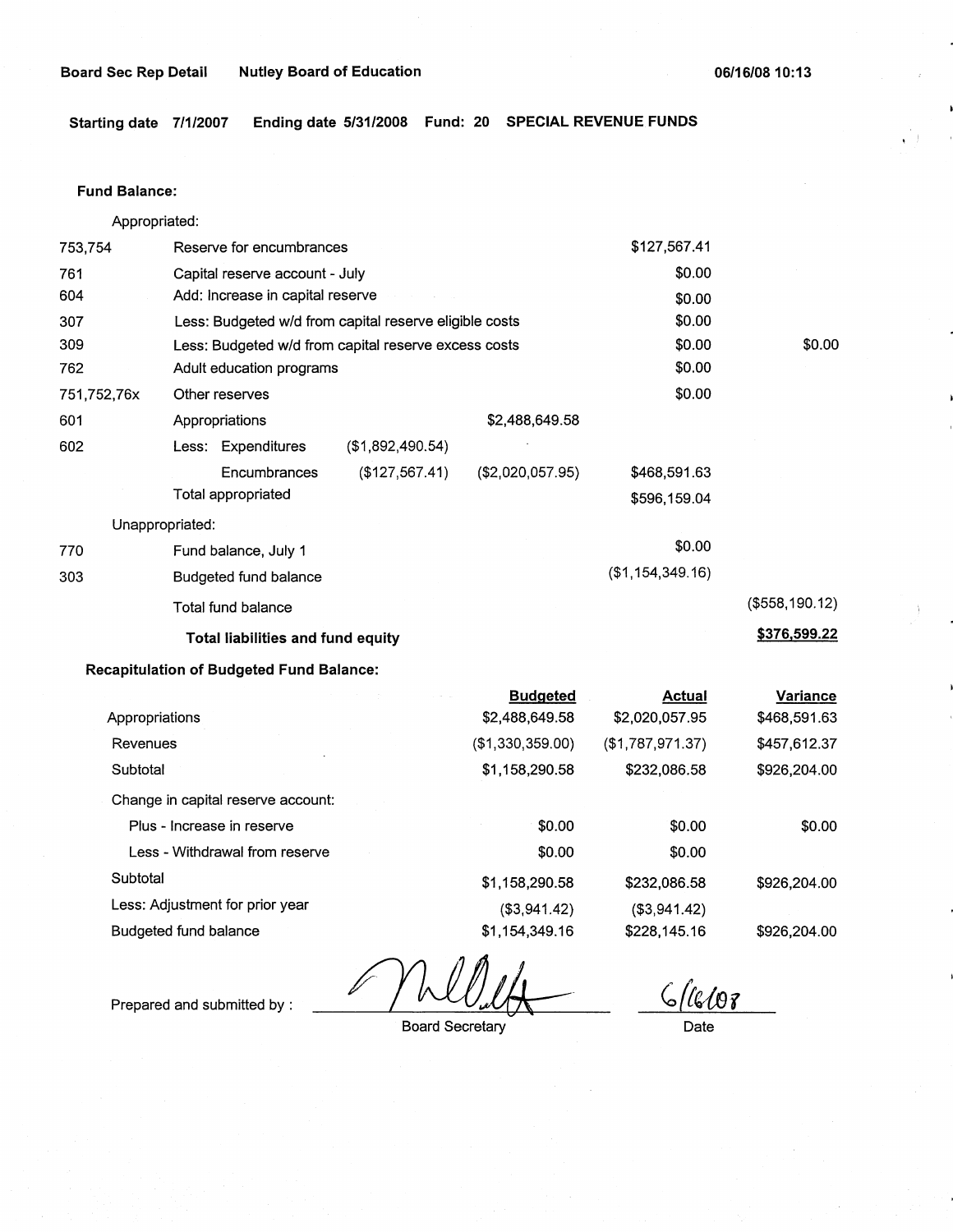Board Sec Rep Detail    Nutley Board of Education    06/16/08 10:13

**Starting date 7/1/2007    Ending date 5/31/2008    Fund: 20    SPECIAL REVENUE FUNDS**

**Fund Balance:**

| | | | | | |
|---|---|---|---|---|---|
| Appropriated: | | | | | |
| 753,754 | Reserve for encumbrances | | | $127,567.41 | |
| 761 | Capital reserve account - July | | | $0.00 | |
| 604 | Add: Increase in capital reserve | | | $0.00 | |
| 307 | Less: Budgeted w/d from capital reserve eligible costs | | | $0.00 | |
| 309 | Less: Budgeted w/d from capital reserve excess costs | | | $0.00 | $0.00 |
| 762 | Adult education programs | | | $0.00 | |
| 751,752,76x | Other reserves | | | $0.00 | |
| 601 | Appropriations | | $2,488,649.58 | | |
| 602 | Less: Expenditures | ($1,892,490.54) | | | |
| | Encumbrances | ($127,567.41) | ($2,020,057.95) | $468,591.63 | |
| | Total appropriated | | | $596,159.04 | |
| Unappropriated: | | | | | |
| 770 | Fund balance, July 1 | | | $0.00 | |
| 303 | Budgeted fund balance | | | ($1,154,349.16) | |
| | Total fund balance | | | | ($558,190.12) |
| | **Total liabilities and fund equity** | | | | **$376,599.22** |

**Recapitulation of Budgeted Fund Balance:**

| | Budgeted | Actual | Variance |
|---|---|---|---|
| Appropriations | $2,488,649.58 | $2,020,057.95 | $468,591.63 |
| Revenues | ($1,330,359.00) | ($1,787,971.37) | $457,612.37 |
| Subtotal | $1,158,290.58 | $232,086.58 | $926,204.00 |
| Change in capital reserve account: | | | |
| Plus - Increase in reserve | $0.00 | $0.00 | $0.00 |
| Less - Withdrawal from reserve | $0.00 | $0.00 | |
| Subtotal | $1,158,290.58 | $232,086.58 | $926,204.00 |
| Less: Adjustment for prior year | ($3,941.42) | ($3,941.42) | |
| Budgeted fund balance | $1,154,349.16 | $228,145.16 | $926,204.00 |

Prepared and submitted by : ____________________ Board Secretary    6/16/08 Date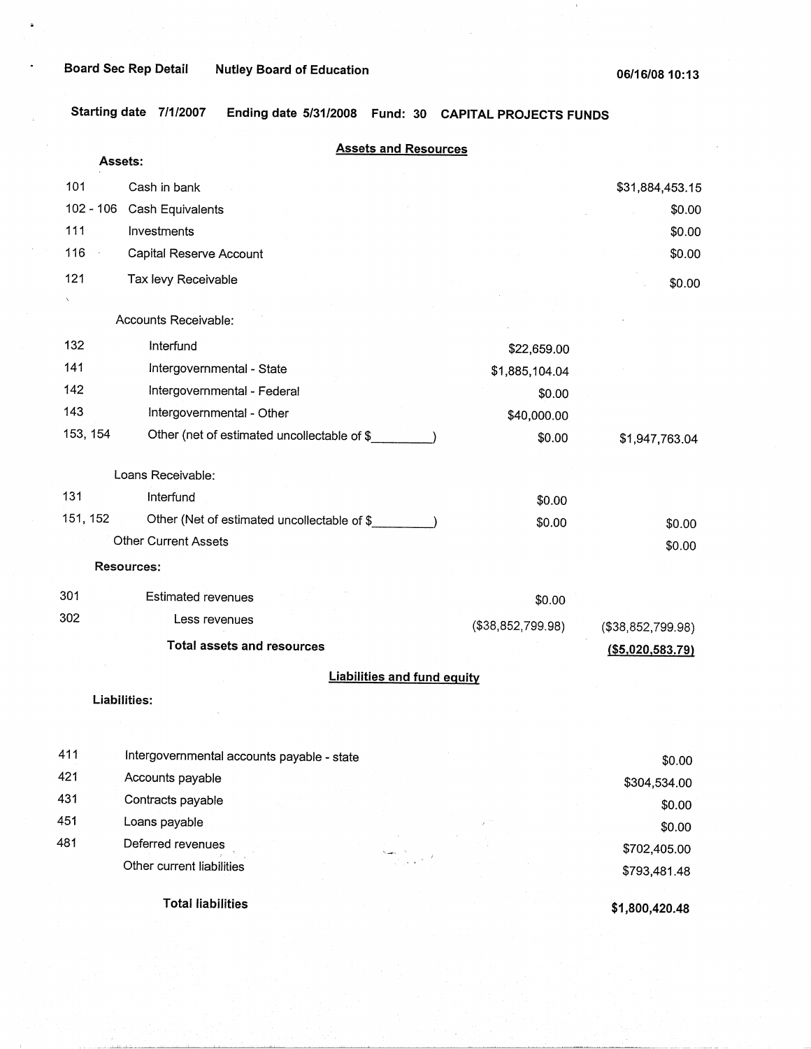Board Sec Rep Detail     Nutley Board of Education     06/16/08 10:13

**Starting date** 7/1/2007   **Ending date** 5/31/2008   **Fund:** 30   **CAPITAL PROJECTS FUNDS**

## Assets and Resources

| Code | Description | | |
|---|---|---|---|
| | **Assets:** | | |
| 101 | Cash in bank | | $31,884,453.15 |
| 102 - 106 | Cash Equivalents | | $0.00 |
| 111 | Investments | | $0.00 |
| 116 | Capital Reserve Account | | $0.00 |
| 121 | Tax levy Receivable | | $0.00 |
| | Accounts Receivable: | | |
| 132 | Interfund | $22,659.00 | |
| 141 | Intergovernmental - State | $1,885,104.04 | |
| 142 | Intergovernmental - Federal | $0.00 | |
| 143 | Intergovernmental - Other | $40,000.00 | |
| 153, 154 | Other (net of estimated uncollectable of $________) | $0.00 | $1,947,763.04 |
| | Loans Receivable: | | |
| 131 | Interfund | $0.00 | |
| 151, 152 | Other (Net of estimated uncollectable of $________) | $0.00 | $0.00 |
| | Other Current Assets | | $0.00 |
| | **Resources:** | | |
| 301 | Estimated revenues | $0.00 | |
| 302 | Less revenues | ($38,852,799.98) | ($38,852,799.98) |
| | **Total assets and resources** | | **($5,020,583.79)** |

## Liabilities and fund equity

| Code | Description | |
|---|---|---|
| | **Liabilities:** | |
| 411 | Intergovernmental accounts payable - state | $0.00 |
| 421 | Accounts payable | $304,534.00 |
| 431 | Contracts payable | $0.00 |
| 451 | Loans payable | $0.00 |
| 481 | Deferred revenues | $702,405.00 |
| | Other current liabilities | $793,481.48 |
| | **Total liabilities** | **$1,800,420.48** |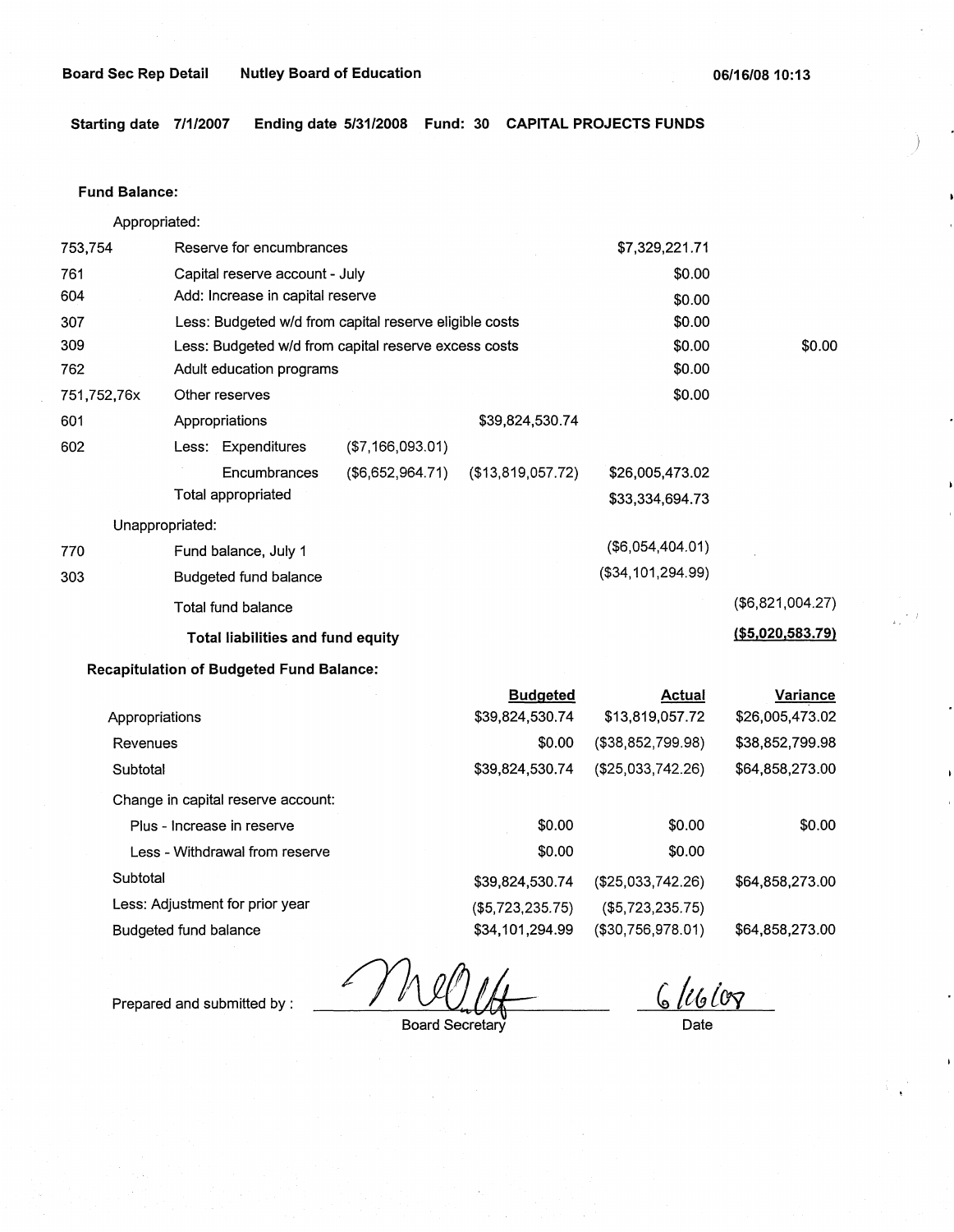**Board Sec Rep Detail** **Nutley Board of Education** **06/16/08 10:13**

**Starting date 7/1/2007** **Ending date 5/31/2008** **Fund: 30** **CAPITAL PROJECTS FUNDS**

**Fund Balance:**

| | | | | | |
|---|---|---|---|---|---|
| | Appropriated: | | | | |
| 753,754 | Reserve for encumbrances | | | $7,329,221.71 | |
| 761 | Capital reserve account - July | | | $0.00 | |
| 604 | Add: Increase in capital reserve | | | $0.00 | |
| 307 | Less: Budgeted w/d from capital reserve eligible costs | | | $0.00 | |
| 309 | Less: Budgeted w/d from capital reserve excess costs | | | $0.00 | $0.00 |
| 762 | Adult education programs | | | $0.00 | |
| 751,752,76x | Other reserves | | | $0.00 | |
| 601 | Appropriations | | $39,824,530.74 | | |
| 602 | Less: Expenditures | ($7,166,093.01) | | | |
| | Encumbrances | ($6,652,964.71) | ($13,819,057.72) | $26,005,473.02 | |
| | Total appropriated | | | $33,334,694.73 | |
| | Unappropriated: | | | | |
| 770 | Fund balance, July 1 | | | ($6,054,404.01) | |
| 303 | Budgeted fund balance | | | ($34,101,294.99) | |
| | Total fund balance | | | | ($6,821,004.27) |
| | **Total liabilities and fund equity** | | | | **($5,020,583.79)** |

**Recapitulation of Budgeted Fund Balance:**

| | Budgeted | Actual | Variance |
|---|---|---|---|
| Appropriations | $39,824,530.74 | $13,819,057.72 | $26,005,473.02 |
| Revenues | $0.00 | ($38,852,799.98) | $38,852,799.98 |
| Subtotal | $39,824,530.74 | ($25,033,742.26) | $64,858,273.00 |
| Change in capital reserve account: | | | |
| Plus - Increase in reserve | $0.00 | $0.00 | $0.00 |
| Less - Withdrawal from reserve | $0.00 | $0.00 | |
| Subtotal | $39,824,530.74 | ($25,033,742.26) | $64,858,273.00 |
| Less: Adjustment for prior year | ($5,723,235.75) | ($5,723,235.75) | |
| Budgeted fund balance | $34,101,294.99 | ($30,756,978.01) | $64,858,273.00 |

Prepared and submitted by : _______________ Board Secretary

6/16/08 Date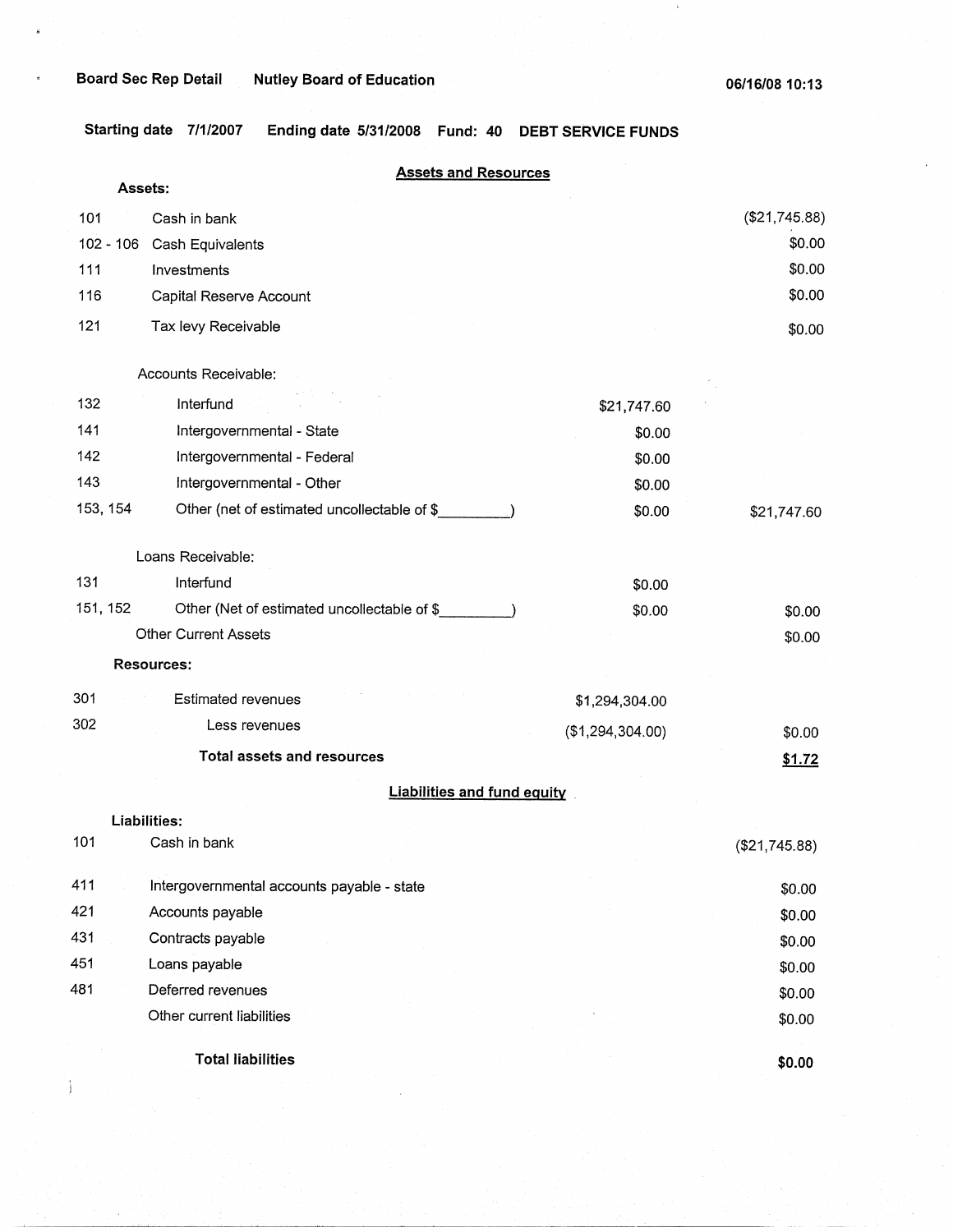Board Sec Rep Detail　　Nutley Board of Education　　06/16/08 10:13

**Starting date** 7/1/2007　**Ending date** 5/31/2008　**Fund: 40**　**DEBT SERVICE FUNDS**

## Assets and Resources

| Code | Description | | Amount |
|---|---|---|---|
| **Assets:** | | | |
| 101 | Cash in bank | | ($21,745.88) |
| 102 - 106 | Cash Equivalents | | $0.00 |
| 111 | Investments | | $0.00 |
| 116 | Capital Reserve Account | | $0.00 |
| 121 | Tax levy Receivable | | $0.00 |
| | Accounts Receivable: | | |
| 132 | Interfund | $21,747.60 | |
| 141 | Intergovernmental - State | $0.00 | |
| 142 | Intergovernmental - Federal | $0.00 | |
| 143 | Intergovernmental - Other | $0.00 | |
| 153, 154 | Other (net of estimated uncollectable of $________) | $0.00 | $21,747.60 |
| | Loans Receivable: | | |
| 131 | Interfund | $0.00 | |
| 151, 152 | Other (Net of estimated uncollectable of $________) | $0.00 | $0.00 |
| | Other Current Assets | | $0.00 |
| **Resources:** | | | |
| 301 | Estimated revenues | $1,294,304.00 | |
| 302 | Less revenues | ($1,294,304.00) | $0.00 |
| | **Total assets and resources** | | **$1.72** |

## Liabilities and fund equity

| Code | Description | Amount |
|---|---|---|
| **Liabilities:** | | |
| 101 | Cash in bank | ($21,745.88) |
| 411 | Intergovernmental accounts payable - state | $0.00 |
| 421 | Accounts payable | $0.00 |
| 431 | Contracts payable | $0.00 |
| 451 | Loans payable | $0.00 |
| 481 | Deferred revenues | $0.00 |
| | Other current liabilities | $0.00 |
| | **Total liabilities** | **$0.00** |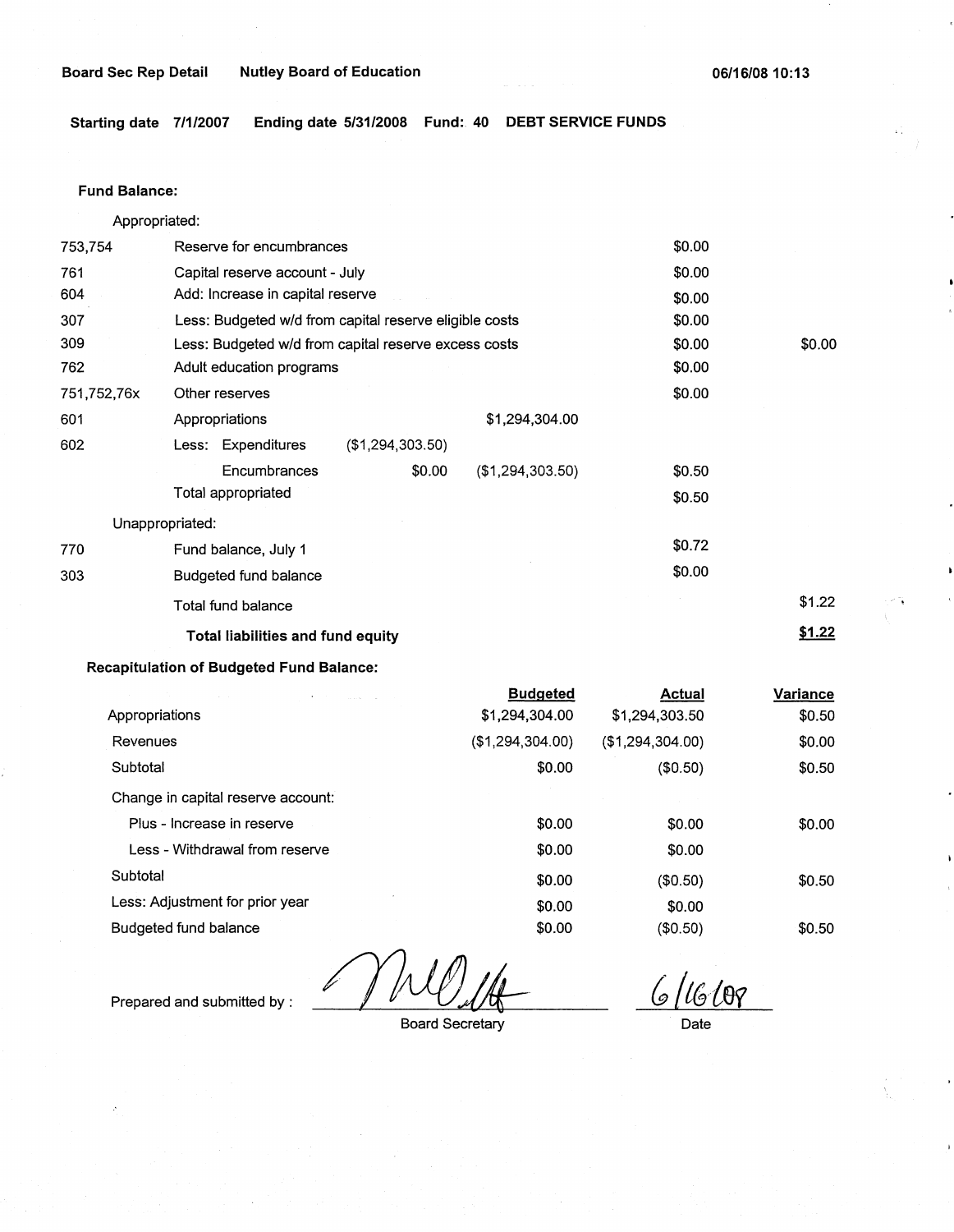Board Sec Rep Detail    Nutley Board of Education    06/16/08 10:13

**Starting date 7/1/2007    Ending date 5/31/2008    Fund: 40    DEBT SERVICE FUNDS**

**Fund Balance:**

| | | | | | |
|---|---|---|---|---|---|
| | Appropriated: | | | | |
| 753,754 | Reserve for encumbrances | | | $0.00 | |
| 761 | Capital reserve account - July | | | $0.00 | |
| 604 | Add: Increase in capital reserve | | | $0.00 | |
| 307 | Less: Budgeted w/d from capital reserve eligible costs | | | $0.00 | |
| 309 | Less: Budgeted w/d from capital reserve excess costs | | | $0.00 | $0.00 |
| 762 | Adult education programs | | | $0.00 | |
| 751,752,76x | Other reserves | | | $0.00 | |
| 601 | Appropriations | | $1,294,304.00 | | |
| 602 | Less: Expenditures | ($1,294,303.50) | | | |
| | Encumbrances | $0.00 | ($1,294,303.50) | $0.50 | |
| | Total appropriated | | | $0.50 | |
| | Unappropriated: | | | | |
| 770 | Fund balance, July 1 | | | $0.72 | |
| 303 | Budgeted fund balance | | | $0.00 | |
| | Total fund balance | | | | $1.22 |
| | **Total liabilities and fund equity** | | | | **$1.22** |

**Recapitulation of Budgeted Fund Balance:**

| | Budgeted | Actual | Variance |
|---|---|---|---|
| Appropriations | $1,294,304.00 | $1,294,303.50 | $0.50 |
| Revenues | ($1,294,304.00) | ($1,294,304.00) | $0.00 |
| Subtotal | $0.00 | ($0.50) | $0.50 |
| Change in capital reserve account: | | | |
| Plus - Increase in reserve | $0.00 | $0.00 | $0.00 |
| Less - Withdrawal from reserve | $0.00 | $0.00 | |
| Subtotal | $0.00 | ($0.50) | $0.50 |
| Less: Adjustment for prior year | $0.00 | $0.00 | |
| Budgeted fund balance | $0.00 | ($0.50) | $0.50 |

Prepared and submitted by : ______________________ Board Secretary    6/16/08 Date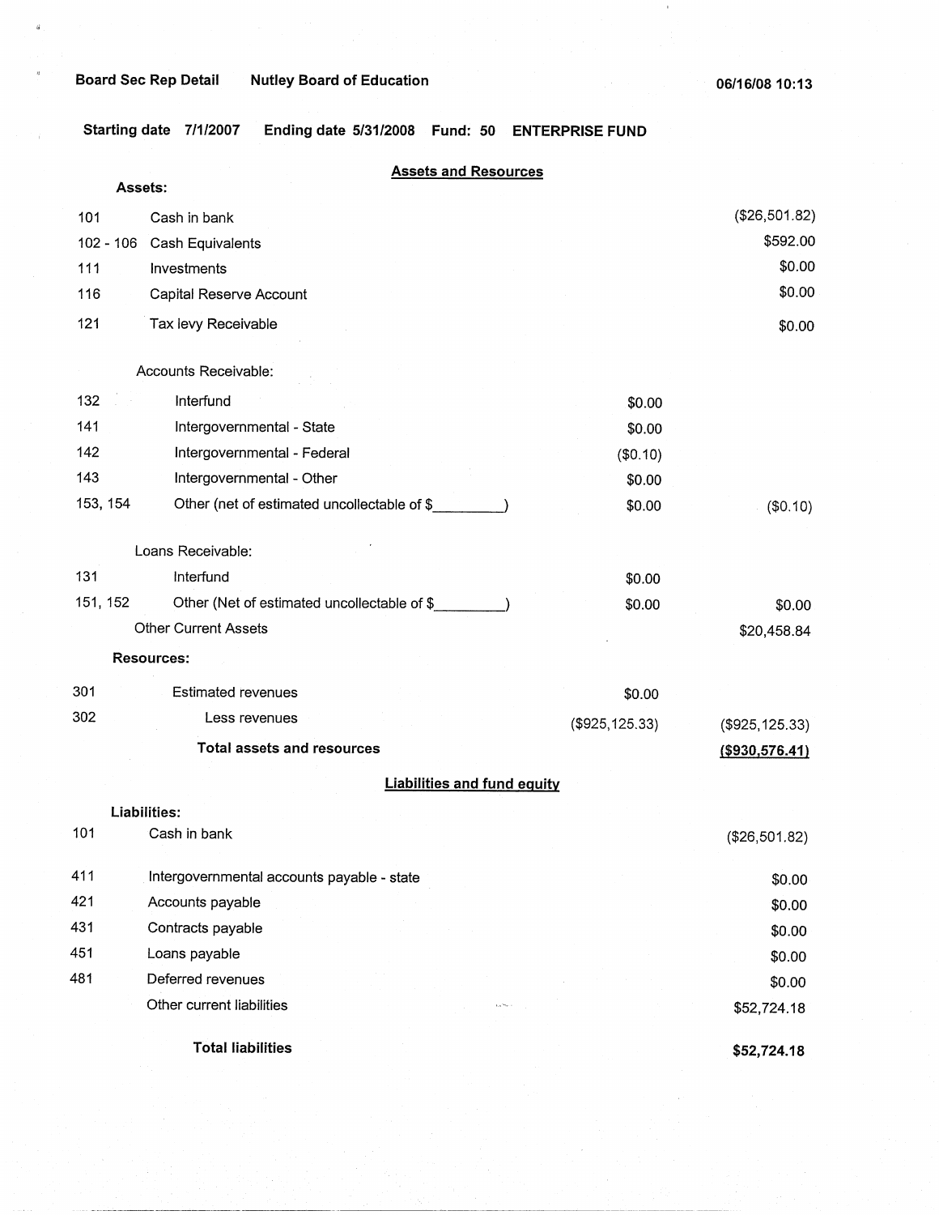**Board Sec Rep Detail** **Nutley Board of Education** **06/16/08 10:13**

**Starting date 7/1/2007 Ending date 5/31/2008 Fund: 50 ENTERPRISE FUND**

## Assets and Resources

**Assets:**

| Code | Description | | |
|---|---|---|---|
| 101 | Cash in bank | | ($26,501.82) |
| 102 - 106 | Cash Equivalents | | $592.00 |
| 111 | Investments | | $0.00 |
| 116 | Capital Reserve Account | | $0.00 |
| 121 | Tax levy Receivable | | $0.00 |
| | Accounts Receivable: | | |
| 132 | Interfund | $0.00 | |
| 141 | Intergovernmental - State | $0.00 | |
| 142 | Intergovernmental - Federal | ($0.10) | |
| 143 | Intergovernmental - Other | $0.00 | |
| 153, 154 | Other (net of estimated uncollectable of $_________) | $0.00 | ($0.10) |
| | Loans Receivable: | | |
| 131 | Interfund | $0.00 | |
| 151, 152 | Other (Net of estimated uncollectable of $_________) | $0.00 | $0.00 |
| | Other Current Assets | | $20,458.84 |
| | **Resources:** | | |
| 301 | Estimated revenues | $0.00 | |
| 302 | Less revenues | ($925,125.33) | ($925,125.33) |
| | **Total assets and resources** | | **($930,576.41)** |

## Liabilities and fund equity

**Liabilities:**

| Code | Description | |
|---|---|---|
| 101 | Cash in bank | ($26,501.82) |
| 411 | Intergovernmental accounts payable - state | $0.00 |
| 421 | Accounts payable | $0.00 |
| 431 | Contracts payable | $0.00 |
| 451 | Loans payable | $0.00 |
| 481 | Deferred revenues | $0.00 |
| | Other current liabilities | $52,724.18 |
| | **Total liabilities** | **$52,724.18** |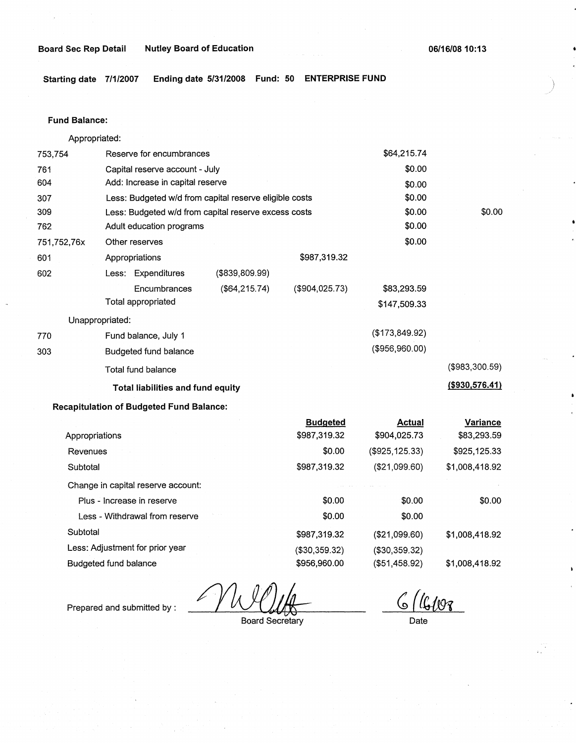Board Sec Rep Detail    Nutley Board of Education    06/16/08 10:13

Starting date 7/1/2007    Ending date 5/31/2008    Fund: 50    ENTERPRISE FUND

**Fund Balance:**

| | | | | | |
|---|---|---|---|---|---|
| | Appropriated: | | | | |
| 753,754 | Reserve for encumbrances | | | $64,215.74 | |
| 761 | Capital reserve account - July | | | $0.00 | |
| 604 | Add: Increase in capital reserve | | | $0.00 | |
| 307 | Less: Budgeted w/d from capital reserve eligible costs | | | $0.00 | |
| 309 | Less: Budgeted w/d from capital reserve excess costs | | | $0.00 | $0.00 |
| 762 | Adult education programs | | | $0.00 | |
| 751,752,76x | Other reserves | | | $0.00 | |
| 601 | Appropriations | | $987,319.32 | | |
| 602 | Less: Expenditures | ($839,809.99) | | | |
| | Encumbrances | ($64,215.74) | ($904,025.73) | $83,293.59 | |
| | Total appropriated | | | $147,509.33 | |
| | Unappropriated: | | | | |
| 770 | Fund balance, July 1 | | | ($173,849.92) | |
| 303 | Budgeted fund balance | | | ($956,960.00) | |
| | Total fund balance | | | | ($983,300.59) |
| | **Total liabilities and fund equity** | | | | **($930,576.41)** |

**Recapitulation of Budgeted Fund Balance:**

| | Budgeted | Actual | Variance |
|---|---|---|---|
| Appropriations | $987,319.32 | $904,025.73 | $83,293.59 |
| Revenues | $0.00 | ($925,125.33) | $925,125.33 |
| Subtotal | $987,319.32 | ($21,099.60) | $1,008,418.92 |
| Change in capital reserve account: | | | |
| Plus - Increase in reserve | $0.00 | $0.00 | $0.00 |
| Less - Withdrawal from reserve | $0.00 | $0.00 | |
| Subtotal | $987,319.32 | ($21,099.60) | $1,008,418.92 |
| Less: Adjustment for prior year | ($30,359.32) | ($30,359.32) | |
| Budgeted fund balance | $956,960.00 | ($51,458.92) | $1,008,418.92 |

Prepared and submitted by : _____________ Board Secretary    6/16/08 Date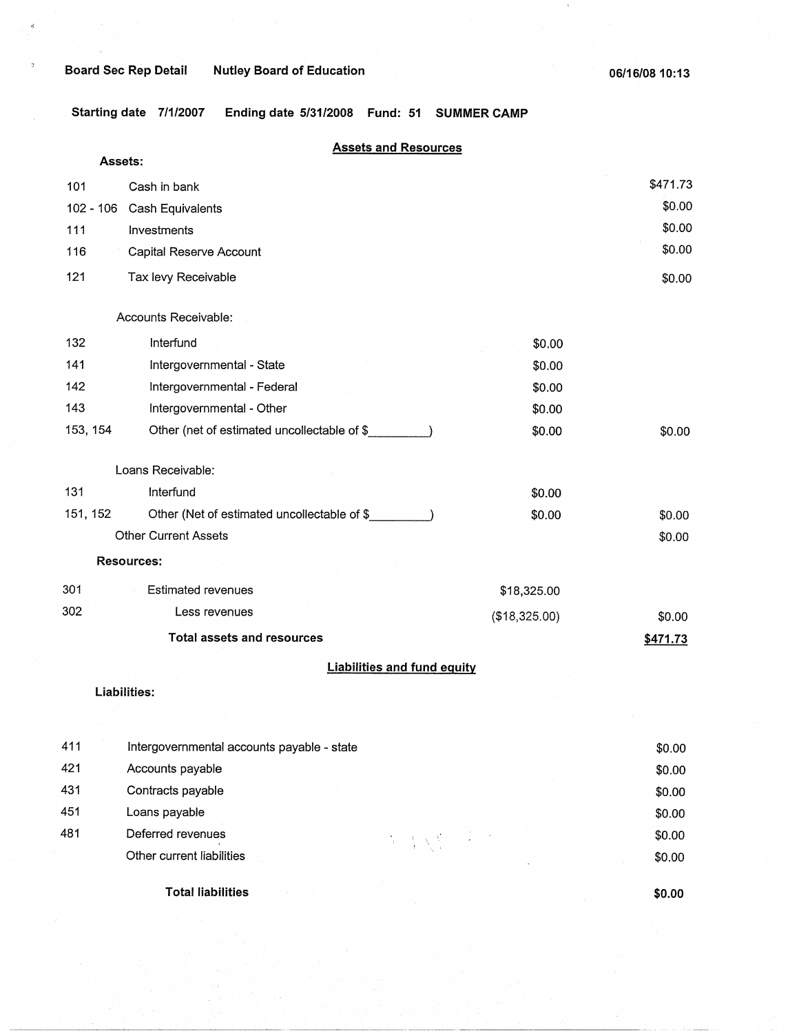**Board Sec Rep Detail** **Nutley Board of Education** **06/16/08 10:13**

**Starting date 7/1/2007 Ending date 5/31/2008 Fund: 51 SUMMER CAMP**

## Assets and Resources

**Assets:**

| Code | Description | | Amount |
|---|---|---|---|
| 101 | Cash in bank | | $471.73 |
| 102 - 106 | Cash Equivalents | | $0.00 |
| 111 | Investments | | $0.00 |
| 116 | Capital Reserve Account | | $0.00 |
| 121 | Tax levy Receivable | | $0.00 |
| | Accounts Receivable: | | |
| 132 | Interfund | $0.00 | |
| 141 | Intergovernmental - State | $0.00 | |
| 142 | Intergovernmental - Federal | $0.00 | |
| 143 | Intergovernmental - Other | $0.00 | |
| 153, 154 | Other (net of estimated uncollectable of $_________) | $0.00 | $0.00 |
| | Loans Receivable: | | |
| 131 | Interfund | $0.00 | |
| 151, 152 | Other (Net of estimated uncollectable of $_________) | $0.00 | $0.00 |
| | Other Current Assets | | $0.00 |

**Resources:**

| Code | Description | | Amount |
|---|---|---|---|
| 301 | Estimated revenues | $18,325.00 | |
| 302 | Less revenues | ($18,325.00) | $0.00 |
| | **Total assets and resources** | | **$471.73** |

## Liabilities and fund equity

**Liabilities:**

| Code | Description | Amount |
|---|---|---|
| 411 | Intergovernmental accounts payable - state | $0.00 |
| 421 | Accounts payable | $0.00 |
| 431 | Contracts payable | $0.00 |
| 451 | Loans payable | $0.00 |
| 481 | Deferred revenues | $0.00 |
| | Other current liabilities | $0.00 |
| | **Total liabilities** | **$0.00** |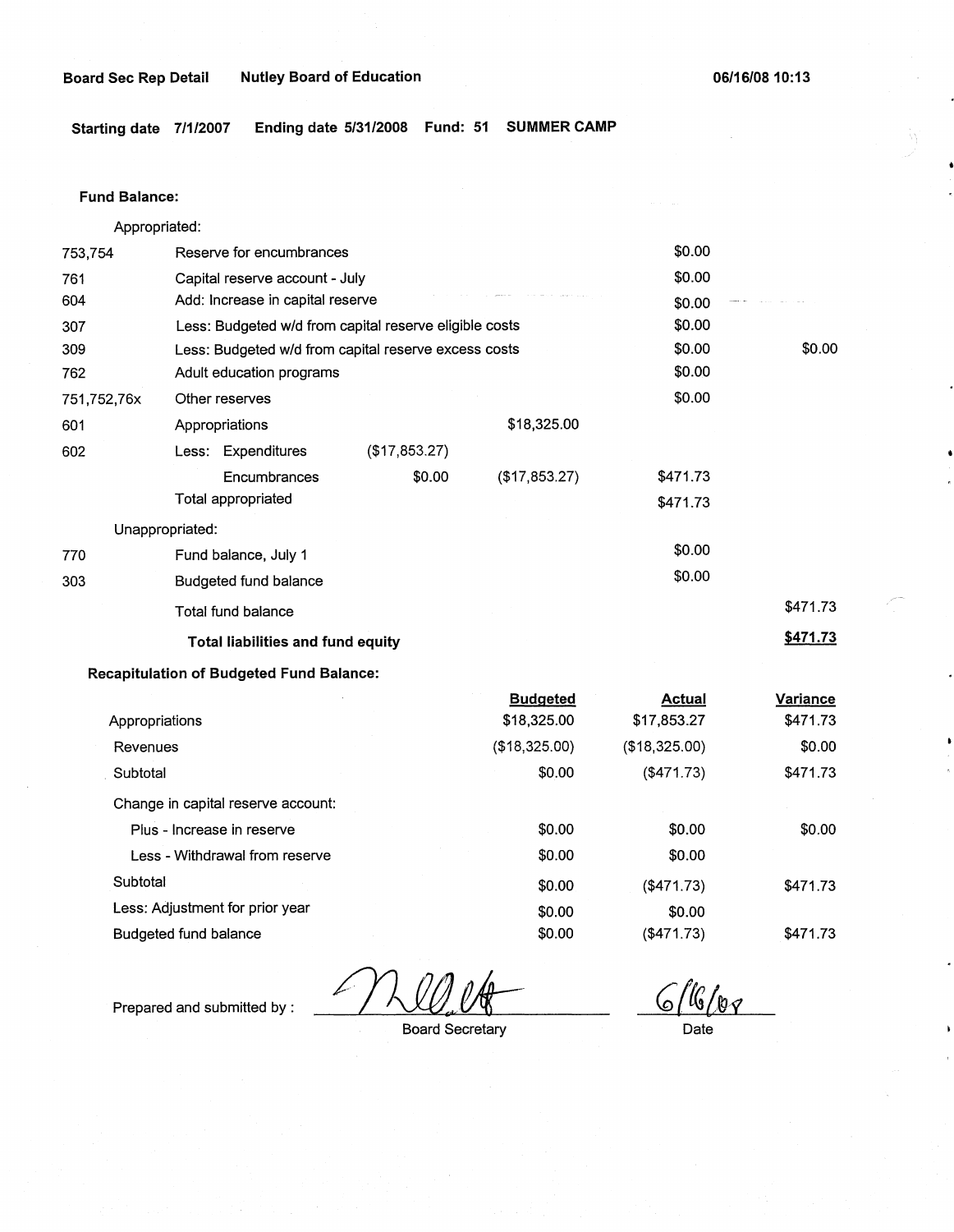**Board Sec Rep Detail** **Nutley Board of Education** **06/16/08 10:13**

**Starting date 7/1/2007** **Ending date 5/31/2008** **Fund: 51** **SUMMER CAMP**

**Fund Balance:**

| | | | | | |
|---|---|---|---|---|---|
| | Appropriated: | | | | |
| 753,754 | Reserve for encumbrances | | | $0.00 | |
| 761 | Capital reserve account - July | | | $0.00 | |
| 604 | Add: Increase in capital reserve | | | $0.00 | |
| 307 | Less: Budgeted w/d from capital reserve eligible costs | | | $0.00 | |
| 309 | Less: Budgeted w/d from capital reserve excess costs | | | $0.00 | $0.00 |
| 762 | Adult education programs | | | $0.00 | |
| 751,752,76x | Other reserves | | | $0.00 | |
| 601 | Appropriations | | $18,325.00 | | |
| 602 | Less: Expenditures | ($17,853.27) | | | |
| | Encumbrances | $0.00 | ($17,853.27) | $471.73 | |
| | Total appropriated | | | $471.73 | |
| | Unappropriated: | | | | |
| 770 | Fund balance, July 1 | | | $0.00 | |
| 303 | Budgeted fund balance | | | $0.00 | |
| | Total fund balance | | | | $471.73 |
| | **Total liabilities and fund equity** | | | | **$471.73** |

**Recapitulation of Budgeted Fund Balance:**

| | Budgeted | Actual | Variance |
|---|---|---|---|
| Appropriations | $18,325.00 | $17,853.27 | $471.73 |
| Revenues | ($18,325.00) | ($18,325.00) | $0.00 |
| Subtotal | $0.00 | ($471.73) | $471.73 |
| Change in capital reserve account: | | | |
| Plus - Increase in reserve | $0.00 | $0.00 | $0.00 |
| Less - Withdrawal from reserve | $0.00 | $0.00 | |
| Subtotal | $0.00 | ($471.73) | $471.73 |
| Less: Adjustment for prior year | $0.00 | $0.00 | |
| Budgeted fund balance | $0.00 | ($471.73) | $471.73 |

Prepared and submitted by : _______________ Board Secretary &nbsp;&nbsp;&nbsp; 6/16/08 Date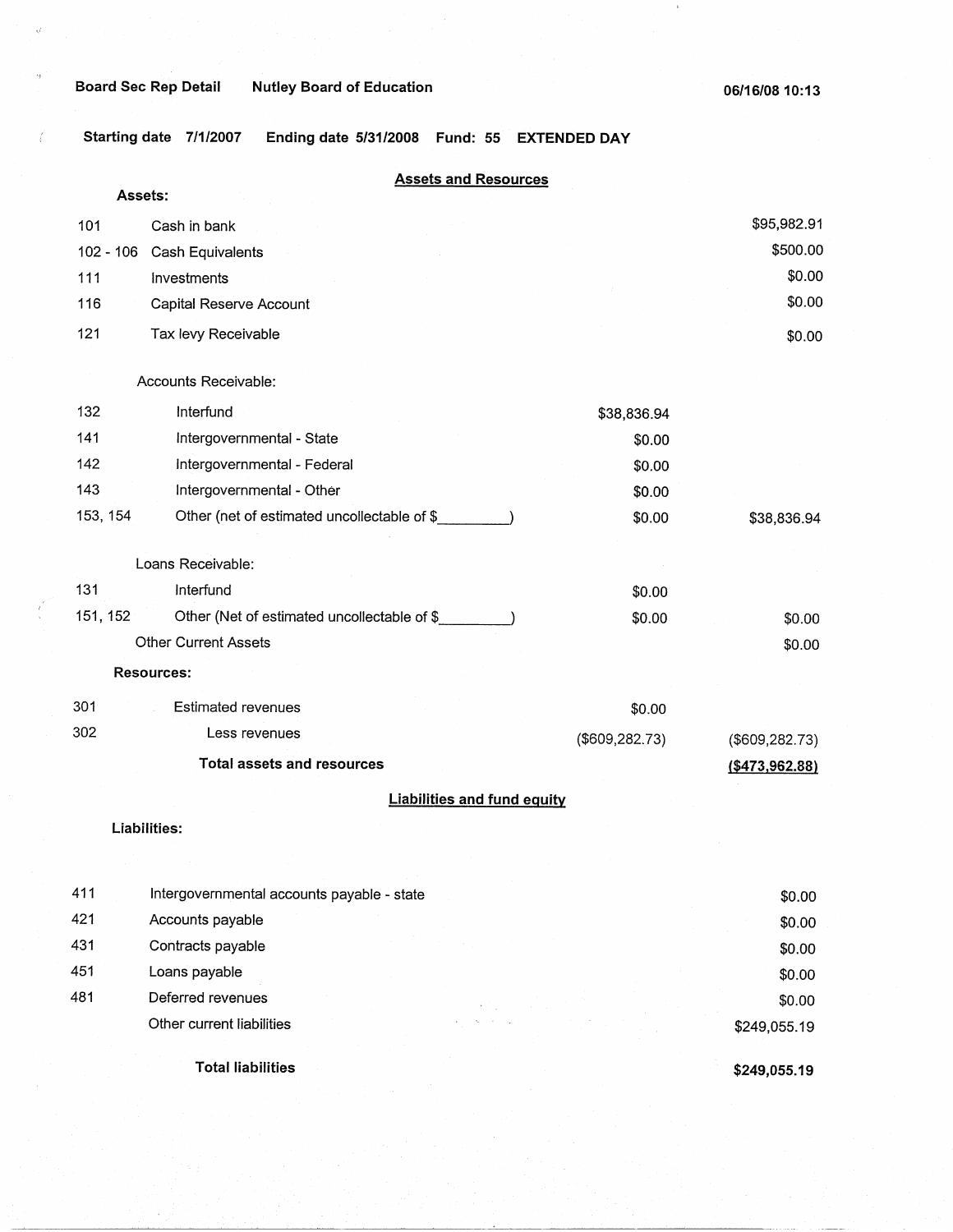Board Sec Rep Detail Nutley Board of Education 06/16/08 10:13

Starting date 7/1/2007 Ending date 5/31/2008 Fund: 55 EXTENDED DAY

## Assets and Resources

**Assets:**

| Code | Description | | Amount |
|---|---|---|---|
| 101 | Cash in bank | | $95,982.91 |
| 102 - 106 | Cash Equivalents | | $500.00 |
| 111 | Investments | | $0.00 |
| 116 | Capital Reserve Account | | $0.00 |
| 121 | Tax levy Receivable | | $0.00 |
| | Accounts Receivable: | | |
| 132 | Interfund | $38,836.94 | |
| 141 | Intergovernmental - State | $0.00 | |
| 142 | Intergovernmental - Federal | $0.00 | |
| 143 | Intergovernmental - Other | $0.00 | |
| 153, 154 | Other (net of estimated uncollectable of $\_\_\_\_\_\_\_\_\_) | $0.00 | $38,836.94 |
| | Loans Receivable: | | |
| 131 | Interfund | $0.00 | |
| 151, 152 | Other (Net of estimated uncollectable of $\_\_\_\_\_\_\_\_\_) | $0.00 | $0.00 |
| | Other Current Assets | | $0.00 |
| | **Resources:** | | |
| 301 | Estimated revenues | $0.00 | |
| 302 | Less revenues | ($609,282.73) | ($609,282.73) |
| | **Total assets and resources** | | **($473,962.88)** |

## Liabilities and fund equity

**Liabilities:**

| Code | Description | Amount |
|---|---|---|
| 411 | Intergovernmental accounts payable - state | $0.00 |
| 421 | Accounts payable | $0.00 |
| 431 | Contracts payable | $0.00 |
| 451 | Loans payable | $0.00 |
| 481 | Deferred revenues | $0.00 |
| | Other current liabilities | $249,055.19 |
| | **Total liabilities** | **$249,055.19** |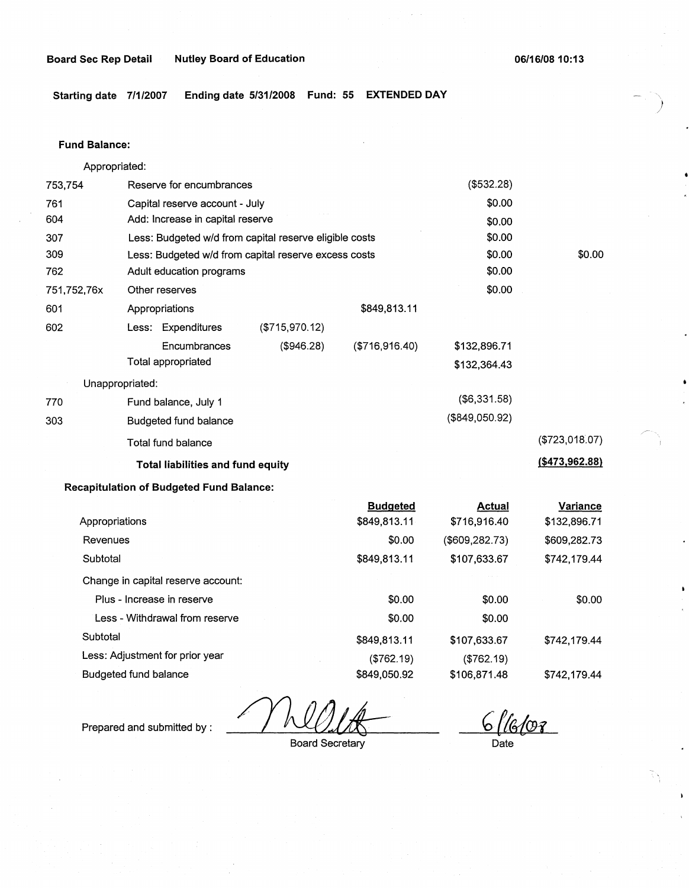Board Sec Rep Detail    Nutley Board of Education    06/16/08 10:13

Starting date 7/1/2007    Ending date 5/31/2008    Fund: 55    EXTENDED DAY

**Fund Balance:**

| | | | | | |
|---|---|---|---|---|---|
| Appropriated: | | | | | |
| 753,754 | Reserve for encumbrances | | | ($532.28) | |
| 761 | Capital reserve account - July | | | $0.00 | |
| 604 | Add: Increase in capital reserve | | | $0.00 | |
| 307 | Less: Budgeted w/d from capital reserve eligible costs | | | $0.00 | |
| 309 | Less: Budgeted w/d from capital reserve excess costs | | | $0.00 | $0.00 |
| 762 | Adult education programs | | | $0.00 | |
| 751,752,76x | Other reserves | | | $0.00 | |
| 601 | Appropriations | | $849,813.11 | | |
| 602 | Less: Expenditures | ($715,970.12) | | | |
| | Encumbrances | ($946.28) | ($716,916.40) | $132,896.71 | |
| | Total appropriated | | | $132,364.43 | |
| Unappropriated: | | | | | |
| 770 | Fund balance, July 1 | | | ($6,331.58) | |
| 303 | Budgeted fund balance | | | ($849,050.92) | |
| | Total fund balance | | | | ($723,018.07) |
| | **Total liabilities and fund equity** | | | | **($473,962.88)** |

**Recapitulation of Budgeted Fund Balance:**

| | Budgeted | Actual | Variance |
|---|---|---|---|
| Appropriations | $849,813.11 | $716,916.40 | $132,896.71 |
| Revenues | $0.00 | ($609,282.73) | $609,282.73 |
| Subtotal | $849,813.11 | $107,633.67 | $742,179.44 |
| Change in capital reserve account: | | | |
| Plus - Increase in reserve | $0.00 | $0.00 | $0.00 |
| Less - Withdrawal from reserve | $0.00 | $0.00 | |
| Subtotal | $849,813.11 | $107,633.67 | $742,179.44 |
| Less: Adjustment for prior year | ($762.19) | ($762.19) | |
| Budgeted fund balance | $849,050.92 | $106,871.48 | $742,179.44 |

Prepared and submitted by : ____________________ Board Secretary    6/16/08 Date